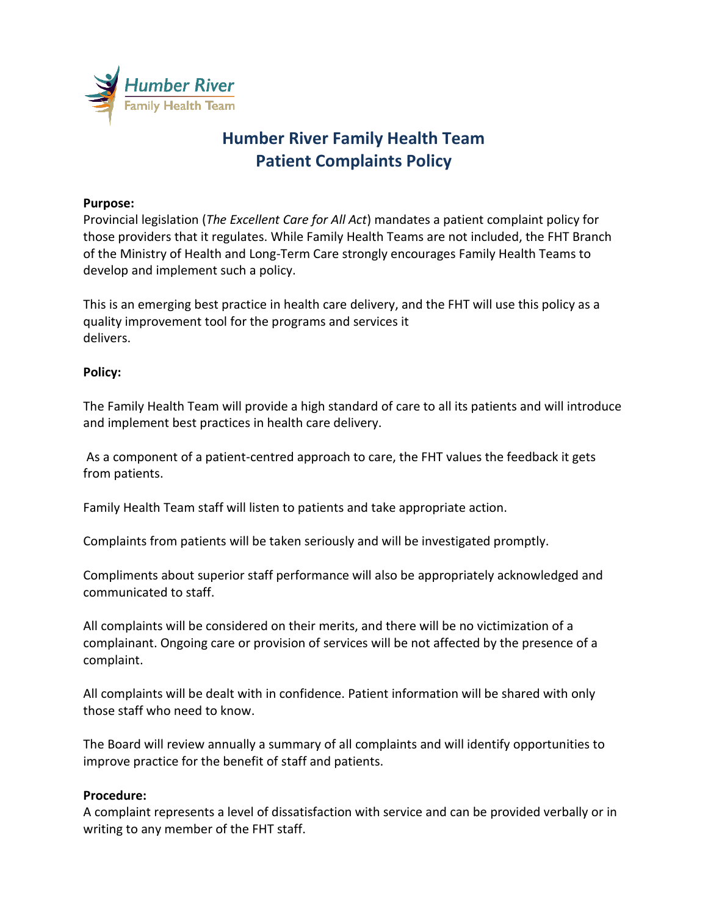# Humber River Family Health Team
# Patient Complaints Policy

**Purpose:**
Provincial legislation (*The Excellent Care for All Act*) mandates a patient complaint policy for those providers that it regulates. While Family Health Teams are not included, the FHT Branch of the Ministry of Health and Long-Term Care strongly encourages Family Health Teams to develop and implement such a policy.

This is an emerging best practice in health care delivery, and the FHT will use this policy as a quality improvement tool for the programs and services it delivers.

**Policy:**

The Family Health Team will provide a high standard of care to all its patients and will introduce and implement best practices in health care delivery.

As a component of a patient-centred approach to care, the FHT values the feedback it gets from patients.

Family Health Team staff will listen to patients and take appropriate action.

Complaints from patients will be taken seriously and will be investigated promptly.

Compliments about superior staff performance will also be appropriately acknowledged and communicated to staff.

All complaints will be considered on their merits, and there will be no victimization of a complainant. Ongoing care or provision of services will be not affected by the presence of a complaint.

All complaints will be dealt with in confidence. Patient information will be shared with only those staff who need to know.

The Board will review annually a summary of all complaints and will identify opportunities to improve practice for the benefit of staff and patients.

**Procedure:**
A complaint represents a level of dissatisfaction with service and can be provided verbally or in writing to any member of the FHT staff.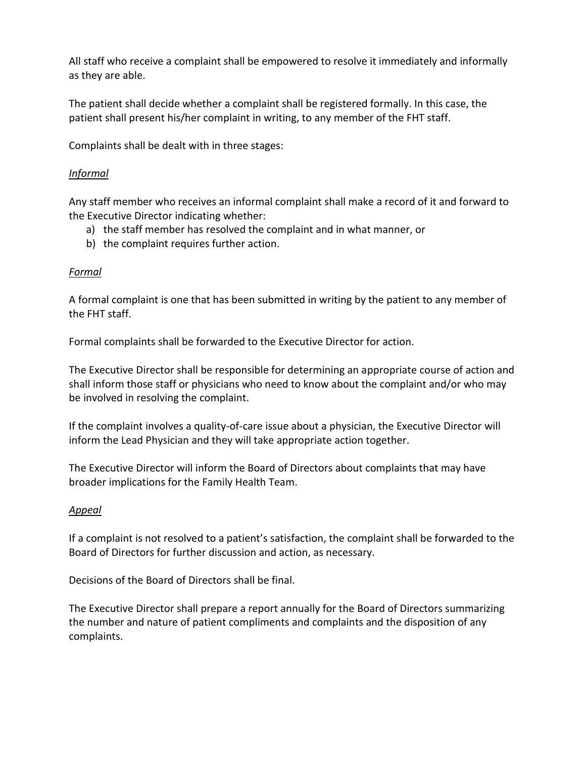All staff who receive a complaint shall be empowered to resolve it immediately and informally as they are able.

The patient shall decide whether a complaint shall be registered formally. In this case, the patient shall present his/her complaint in writing, to any member of the FHT staff.

Complaints shall be dealt with in three stages:

*Informal*

Any staff member who receives an informal complaint shall make a record of it and forward to the Executive Director indicating whether:

a) the staff member has resolved the complaint and in what manner, or
b) the complaint requires further action.

*Formal*

A formal complaint is one that has been submitted in writing by the patient to any member of the FHT staff.

Formal complaints shall be forwarded to the Executive Director for action.

The Executive Director shall be responsible for determining an appropriate course of action and shall inform those staff or physicians who need to know about the complaint and/or who may be involved in resolving the complaint.

If the complaint involves a quality-of-care issue about a physician, the Executive Director will inform the Lead Physician and they will take appropriate action together.

The Executive Director will inform the Board of Directors about complaints that may have broader implications for the Family Health Team.

*Appeal*

If a complaint is not resolved to a patient's satisfaction, the complaint shall be forwarded to the Board of Directors for further discussion and action, as necessary.

Decisions of the Board of Directors shall be final.

The Executive Director shall prepare a report annually for the Board of Directors summarizing the number and nature of patient compliments and complaints and the disposition of any complaints.